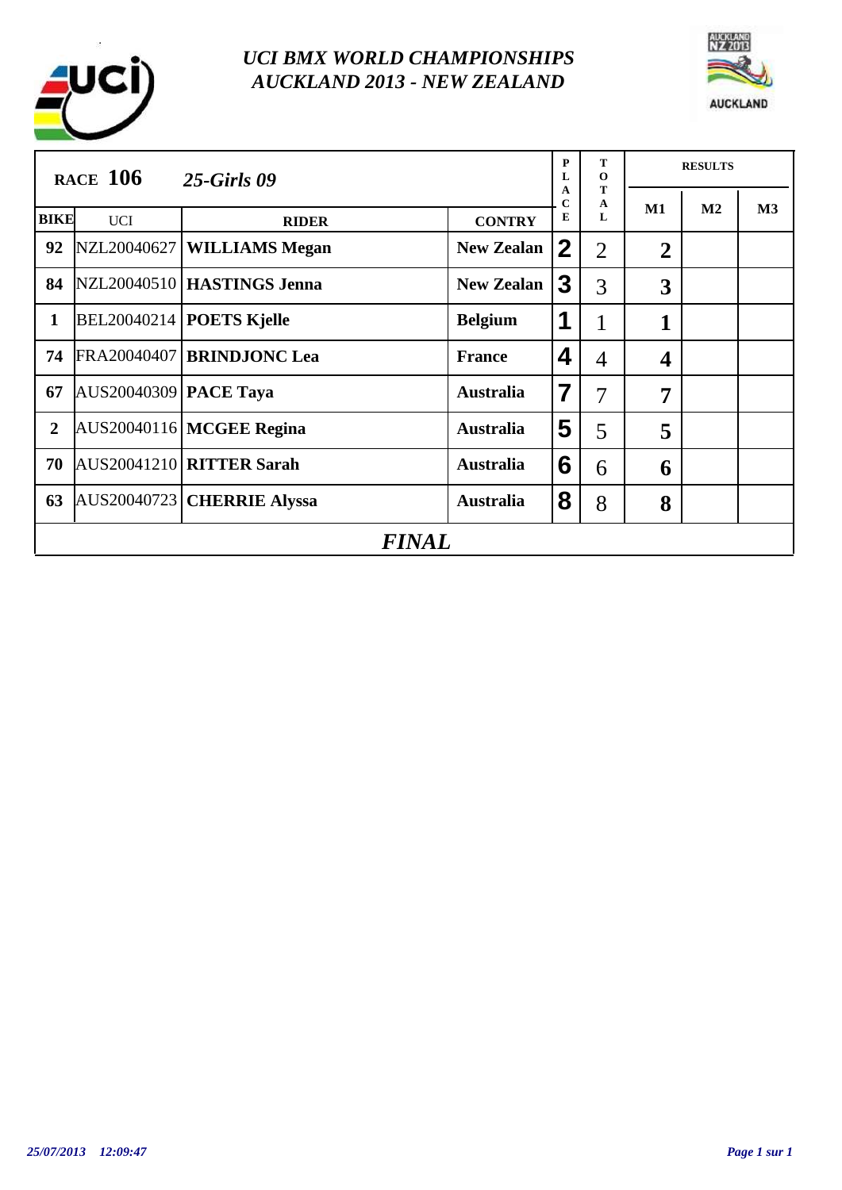# UCI BMX WORLD CHAMPIONSHIPS
# AUCKLAND 2013 - NEW ZEALAND

| RACE 106 | 25-Girls 09 | | | PLACE | TOTAL | RESULTS | | |
|---|---|---|---|---|---|---|---|---|
| BIKE | UCI | RIDER | CONTRY | | | M1 | M2 | M3 |
| 92 | NZL20040627 | **WILLIAMS Megan** | New Zealan | 2 | 2 | 2 | | |
| 84 | NZL20040510 | **HASTINGS Jenna** | New Zealan | 3 | 3 | 3 | | |
| 1 | BEL20040214 | **POETS Kjelle** | Belgium | 1 | 1 | 1 | | |
| 74 | FRA20040407 | **BRINDJONC Lea** | France | 4 | 4 | 4 | | |
| 67 | AUS20040309 | **PACE Taya** | Australia | 7 | 7 | 7 | | |
| 2 | AUS20040116 | **MCGEE Regina** | Australia | 5 | 5 | 5 | | |
| 70 | AUS20041210 | **RITTER Sarah** | Australia | 6 | 6 | 6 | | |
| 63 | AUS20040723 | **CHERRIE Alyssa** | Australia | 8 | 8 | 8 | | |

*FINAL*

*25/07/2013 12:09:47*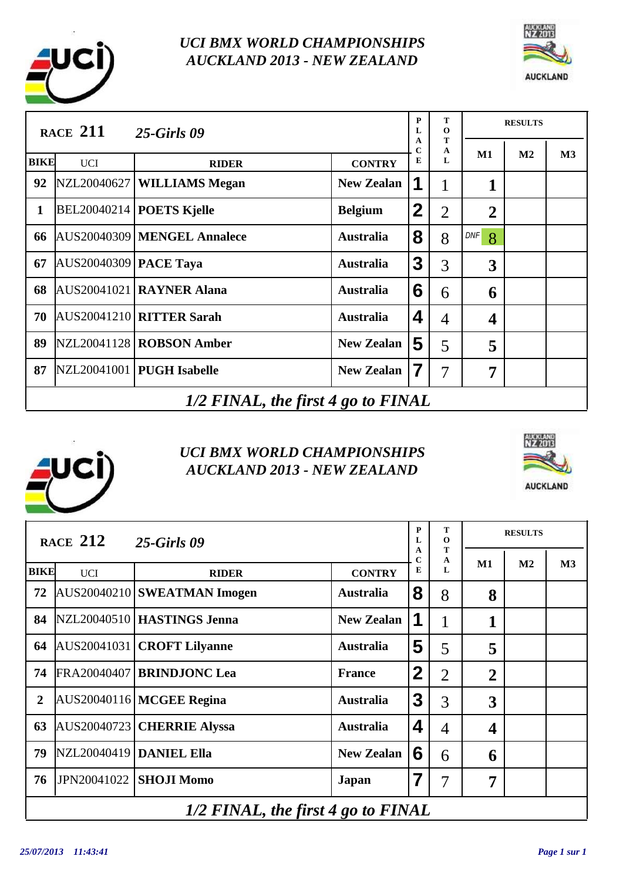# UCI BMX WORLD CHAMPIONSHIPS
# AUCKLAND 2013 - NEW ZEALAND

| RACE 211 | 25-Girls 09 | | | PLACE | TOTAL | RESULTS | | |
|---|---|---|---|---|---|---|---|---|
| BIKE | UCI | RIDER | CONTRY | | | M1 | M2 | M3 |
| 92 | NZL20040627 | WILLIAMS Megan | New Zealan | 1 | 1 | 1 | | |
| 1 | BEL20040214 | POETS Kjelle | Belgium | 2 | 2 | 2 | | |
| 66 | AUS20040309 | MENGEL Annalece | Australia | 8 | 8 | DNF 8 | | |
| 67 | AUS20040309 | PACE Taya | Australia | 3 | 3 | 3 | | |
| 68 | AUS20041021 | RAYNER Alana | Australia | 6 | 6 | 6 | | |
| 70 | AUS20041210 | RITTER Sarah | Australia | 4 | 4 | 4 | | |
| 89 | NZL20041128 | ROBSON Amber | New Zealan | 5 | 5 | 5 | | |
| 87 | NZL20041001 | PUGH Isabelle | New Zealan | 7 | 7 | 7 | | |

*1/2 FINAL, the first 4 go to FINAL*

# UCI BMX WORLD CHAMPIONSHIPS
# AUCKLAND 2013 - NEW ZEALAND

| RACE 212 | 25-Girls 09 | | | PLACE | TOTAL | RESULTS | | |
|---|---|---|---|---|---|---|---|---|
| BIKE | UCI | RIDER | CONTRY | | | M1 | M2 | M3 |
| 72 | AUS20040210 | SWEATMAN Imogen | Australia | 8 | 8 | 8 | | |
| 84 | NZL20040510 | HASTINGS Jenna | New Zealan | 1 | 1 | 1 | | |
| 64 | AUS20041031 | CROFT Lilyanne | Australia | 5 | 5 | 5 | | |
| 74 | FRA20040407 | BRINDJONC Lea | France | 2 | 2 | 2 | | |
| 2 | AUS20040116 | MCGEE Regina | Australia | 3 | 3 | 3 | | |
| 63 | AUS20040723 | CHERRIE Alyssa | Australia | 4 | 4 | 4 | | |
| 79 | NZL20040419 | DANIEL Ella | New Zealan | 6 | 6 | 6 | | |
| 76 | JPN20041022 | SHOJI Momo | Japan | 7 | 7 | 7 | | |

*1/2 FINAL, the first 4 go to FINAL*

*25/07/2013 11:43:41*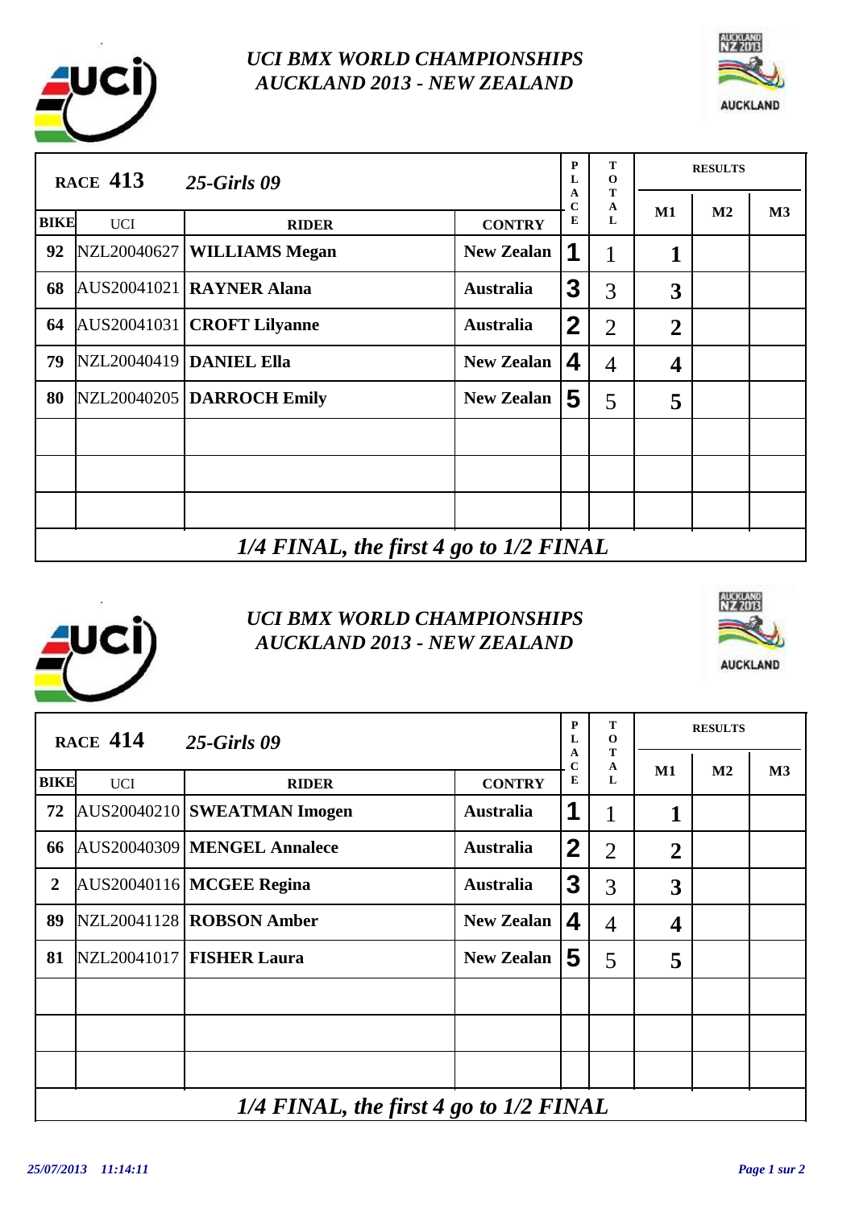# UCI BMX WORLD CHAMPIONSHIPS
# AUCKLAND 2013 - NEW ZEALAND

| RACE 413 | 25-Girls 09 | | | PLACE | TOTAL | RESULTS | | |
|---|---|---|---|---|---|---|---|---|
| BIKE | UCI | RIDER | CONTRY | | | M1 | M2 | M3 |
| 92 | NZL20040627 | WILLIAMS Megan | New Zealan | 1 | 1 | 1 | | |
| 68 | AUS20041021 | RAYNER Alana | Australia | 3 | 3 | 3 | | |
| 64 | AUS20041031 | CROFT Lilyanne | Australia | 2 | 2 | 2 | | |
| 79 | NZL20040419 | DANIEL Ella | New Zealan | 4 | 4 | 4 | | |
| 80 | NZL20040205 | DARROCH Emily | New Zealan | 5 | 5 | 5 | | |
| | | | | | | | | |
| | | | | | | | | |
| | | | | | | | | |

*1/4 FINAL, the first 4 go to 1/2 FINAL*

# UCI BMX WORLD CHAMPIONSHIPS
# AUCKLAND 2013 - NEW ZEALAND

| RACE 414 | 25-Girls 09 | | | PLACE | TOTAL | RESULTS | | |
|---|---|---|---|---|---|---|---|---|
| BIKE | UCI | RIDER | CONTRY | | | M1 | M2 | M3 |
| 72 | AUS20040210 | SWEATMAN Imogen | Australia | 1 | 1 | 1 | | |
| 66 | AUS20040309 | MENGEL Annalece | Australia | 2 | 2 | 2 | | |
| 2 | AUS20040116 | MCGEE Regina | Australia | 3 | 3 | 3 | | |
| 89 | NZL20041128 | ROBSON Amber | New Zealan | 4 | 4 | 4 | | |
| 81 | NZL20041017 | FISHER Laura | New Zealan | 5 | 5 | 5 | | |
| | | | | | | | | |
| | | | | | | | | |
| | | | | | | | | |

*1/4 FINAL, the first 4 go to 1/2 FINAL*

*25/07/2013 11:14:11*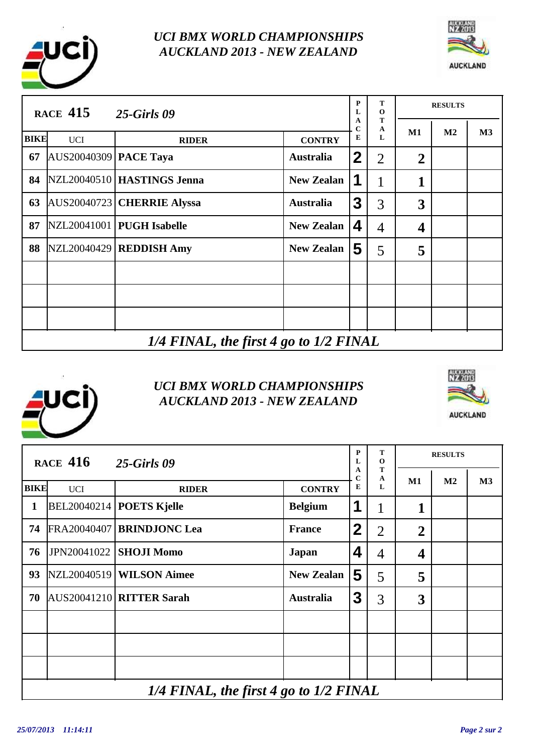## UCI BMX WORLD CHAMPIONSHIPS
## AUCKLAND 2013 - NEW ZEALAND

| RACE 415 | 25-Girls 09 | | | PLACE | TOTAL | RESULTS | | |
|---|---|---|---|---|---|---|---|---|
| BIKE | UCI | RIDER | CONTRY | | | M1 | M2 | M3 |
| 67 | AUS20040309 | **PACE Taya** | **Australia** | 2 | 2 | **2** | | |
| 84 | NZL20040510 | **HASTINGS Jenna** | **New Zealan** | 1 | 1 | **1** | | |
| 63 | AUS20040723 | **CHERRIE Alyssa** | **Australia** | 3 | 3 | **3** | | |
| 87 | NZL20041001 | **PUGH Isabelle** | **New Zealan** | 4 | 4 | **4** | | |
| 88 | NZL20040429 | **REDDISH Amy** | **New Zealan** | 5 | 5 | **5** | | |

*1/4 FINAL, the first 4 go to 1/2 FINAL*

## UCI BMX WORLD CHAMPIONSHIPS
## AUCKLAND 2013 - NEW ZEALAND

| RACE 416 | 25-Girls 09 | | | PLACE | TOTAL | RESULTS | | |
|---|---|---|---|---|---|---|---|---|
| BIKE | UCI | RIDER | CONTRY | | | M1 | M2 | M3 |
| 1 | BEL20040214 | **POETS Kjelle** | **Belgium** | 1 | 1 | **1** | | |
| 74 | FRA20040407 | **BRINDJONC Lea** | **France** | 2 | 2 | **2** | | |
| 76 | JPN20041022 | **SHOJI Momo** | **Japan** | 4 | 4 | **4** | | |
| 93 | NZL20040519 | **WILSON Aimee** | **New Zealan** | 5 | 5 | **5** | | |
| 70 | AUS20041210 | **RITTER Sarah** | **Australia** | 3 | 3 | **3** | | |

*1/4 FINAL, the first 4 go to 1/2 FINAL*

*25/07/2013 11:14:11*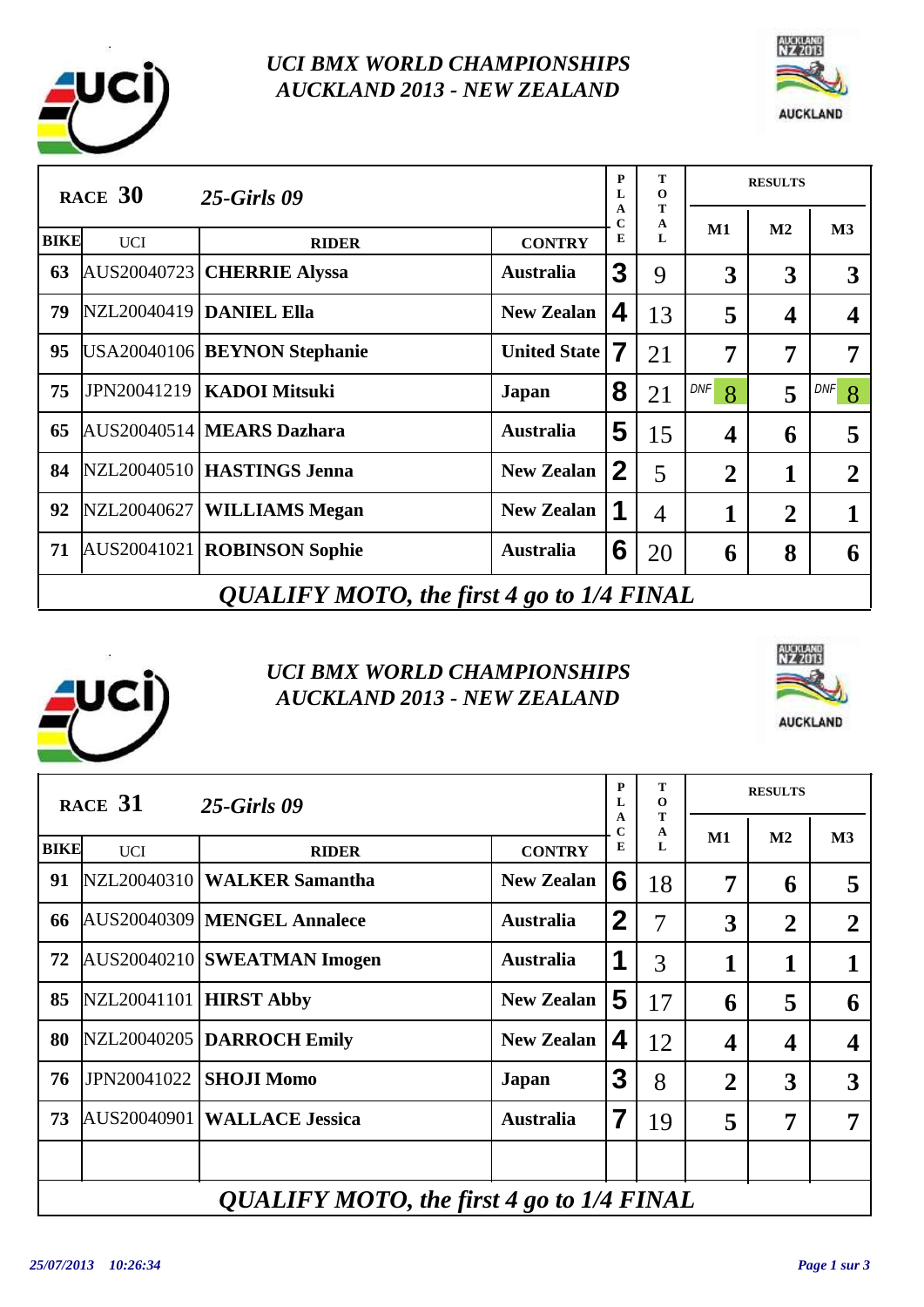# UCI BMX WORLD CHAMPIONSHIPS
## AUCKLAND 2013 - NEW ZEALAND

| RACE 30 | 25-Girls 09 | | | PLACE | TOTAL | RESULTS | | |
|---|---|---|---|---|---|---|---|---|
| BIKE | UCI | RIDER | CONTRY | | | M1 | M2 | M3 |
| 63 | AUS20040723 | **CHERRIE Alyssa** | Australia | 3 | 9 | 3 | 3 | 3 |
| 79 | NZL20040419 | **DANIEL Ella** | New Zealan | 4 | 13 | 5 | 4 | 4 |
| 95 | USA20040106 | **BEYNON Stephanie** | United State | 7 | 21 | 7 | 7 | 7 |
| 75 | JPN20041219 | **KADOI Mitsuki** | Japan | 8 | 21 | DNF 8 | 5 | DNF 8 |
| 65 | AUS20040514 | **MEARS Dazhara** | Australia | 5 | 15 | 4 | 6 | 5 |
| 84 | NZL20040510 | **HASTINGS Jenna** | New Zealan | 2 | 5 | 2 | 1 | 2 |
| 92 | NZL20040627 | **WILLIAMS Megan** | New Zealan | 1 | 4 | 1 | 2 | 1 |
| 71 | AUS20041021 | **ROBINSON Sophie** | Australia | 6 | 20 | 6 | 8 | 6 |

*QUALIFY MOTO, the first 4 go to 1/4 FINAL*

# UCI BMX WORLD CHAMPIONSHIPS
## AUCKLAND 2013 - NEW ZEALAND

| RACE 31 | 25-Girls 09 | | | PLACE | TOTAL | RESULTS | | |
|---|---|---|---|---|---|---|---|---|
| BIKE | UCI | RIDER | CONTRY | | | M1 | M2 | M3 |
| 91 | NZL20040310 | **WALKER Samantha** | New Zealan | 6 | 18 | 7 | 6 | 5 |
| 66 | AUS20040309 | **MENGEL Annalece** | Australia | 2 | 7 | 3 | 2 | 2 |
| 72 | AUS20040210 | **SWEATMAN Imogen** | Australia | 1 | 3 | 1 | 1 | 1 |
| 85 | NZL20041101 | **HIRST Abby** | New Zealan | 5 | 17 | 6 | 5 | 6 |
| 80 | NZL20040205 | **DARROCH Emily** | New Zealan | 4 | 12 | 4 | 4 | 4 |
| 76 | JPN20041022 | **SHOJI Momo** | Japan | 3 | 8 | 2 | 3 | 3 |
| 73 | AUS20040901 | **WALLACE Jessica** | Australia | 7 | 19 | 5 | 7 | 7 |

*QUALIFY MOTO, the first 4 go to 1/4 FINAL*

*25/07/2013 10:26:34*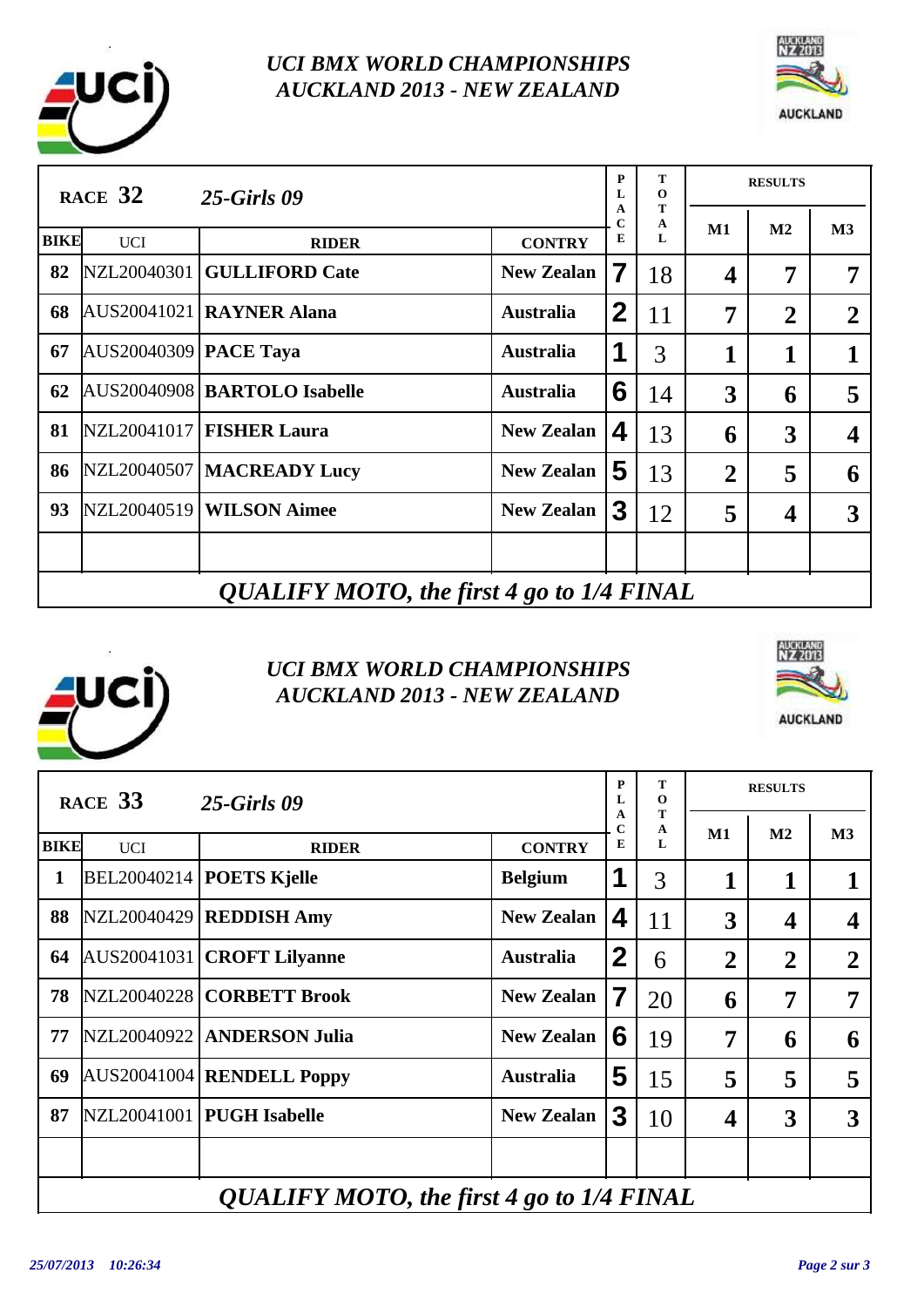## UCI BMX WORLD CHAMPIONSHIPS
## AUCKLAND 2013 - NEW ZEALAND

| RACE 32 | 25-Girls 09 | | | PLACE | TOTAL | RESULTS | | |
|---|---|---|---|---|---|---|---|---|
| BIKE | UCI | RIDER | CONTRY | | | M1 | M2 | M3 |
| 82 | NZL20040301 | GULLIFORD Cate | New Zealan | 7 | 18 | 4 | 7 | 7 |
| 68 | AUS20041021 | RAYNER Alana | Australia | 2 | 11 | 7 | 2 | 2 |
| 67 | AUS20040309 | PACE Taya | Australia | 1 | 3 | 1 | 1 | 1 |
| 62 | AUS20040908 | BARTOLO Isabelle | Australia | 6 | 14 | 3 | 6 | 5 |
| 81 | NZL20041017 | FISHER Laura | New Zealan | 4 | 13 | 6 | 3 | 4 |
| 86 | NZL20040507 | MACREADY Lucy | New Zealan | 5 | 13 | 2 | 5 | 6 |
| 93 | NZL20040519 | WILSON Aimee | New Zealan | 3 | 12 | 5 | 4 | 3 |
| | | | | | | | | |

*QUALIFY MOTO, the first 4 go to 1/4 FINAL*

## UCI BMX WORLD CHAMPIONSHIPS
## AUCKLAND 2013 - NEW ZEALAND

| RACE 33 | 25-Girls 09 | | | PLACE | TOTAL | RESULTS | | |
|---|---|---|---|---|---|---|---|---|
| BIKE | UCI | RIDER | CONTRY | | | M1 | M2 | M3 |
| 1 | BEL20040214 | POETS Kjelle | Belgium | 1 | 3 | 1 | 1 | 1 |
| 88 | NZL20040429 | REDDISH Amy | New Zealan | 4 | 11 | 3 | 4 | 4 |
| 64 | AUS20041031 | CROFT Lilyanne | Australia | 2 | 6 | 2 | 2 | 2 |
| 78 | NZL20040228 | CORBETT Brook | New Zealan | 7 | 20 | 6 | 7 | 7 |
| 77 | NZL20040922 | ANDERSON Julia | New Zealan | 6 | 19 | 7 | 6 | 6 |
| 69 | AUS20041004 | RENDELL Poppy | Australia | 5 | 15 | 5 | 5 | 5 |
| 87 | NZL20041001 | PUGH Isabelle | New Zealan | 3 | 10 | 4 | 3 | 3 |
| | | | | | | | | |

*QUALIFY MOTO, the first 4 go to 1/4 FINAL*

*25/07/2013 10:26:34*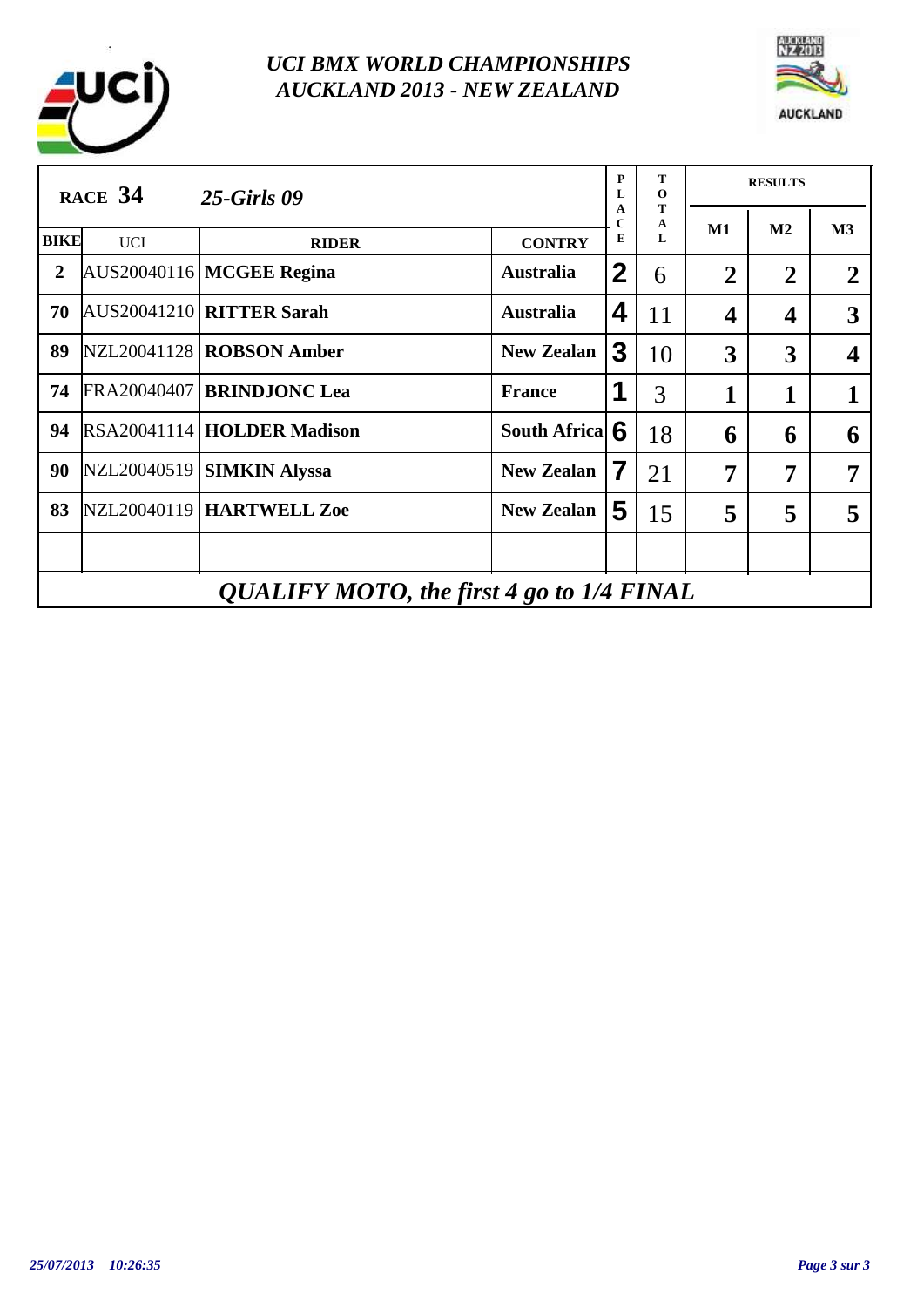# UCI BMX WORLD CHAMPIONSHIPS
## AUCKLAND 2013 - NEW ZEALAND

| RACE 34 | 25-Girls 09 | | | PLACE | TOTAL | RESULTS | | |
|---|---|---|---|---|---|---|---|---|
| BIKE | UCI | RIDER | CONTRY | | | M1 | M2 | M3 |
| 2 | AUS20040116 | **MCGEE Regina** | Australia | 2 | 6 | 2 | 2 | 2 |
| 70 | AUS20041210 | **RITTER Sarah** | Australia | 4 | 11 | 4 | 4 | 3 |
| 89 | NZL20041128 | **ROBSON Amber** | New Zealan | 3 | 10 | 3 | 3 | 4 |
| 74 | FRA20040407 | **BRINDJONC Lea** | France | 1 | 3 | 1 | 1 | 1 |
| 94 | RSA20041114 | **HOLDER Madison** | South Africa | 6 | 18 | 6 | 6 | 6 |
| 90 | NZL20040519 | **SIMKIN Alyssa** | New Zealan | 7 | 21 | 7 | 7 | 7 |
| 83 | NZL20040119 | **HARTWELL Zoe** | New Zealan | 5 | 15 | 5 | 5 | 5 |
| | | | | | | | | |

*QUALIFY MOTO, the first 4 go to 1/4 FINAL*

*25/07/2013 10:26:35*